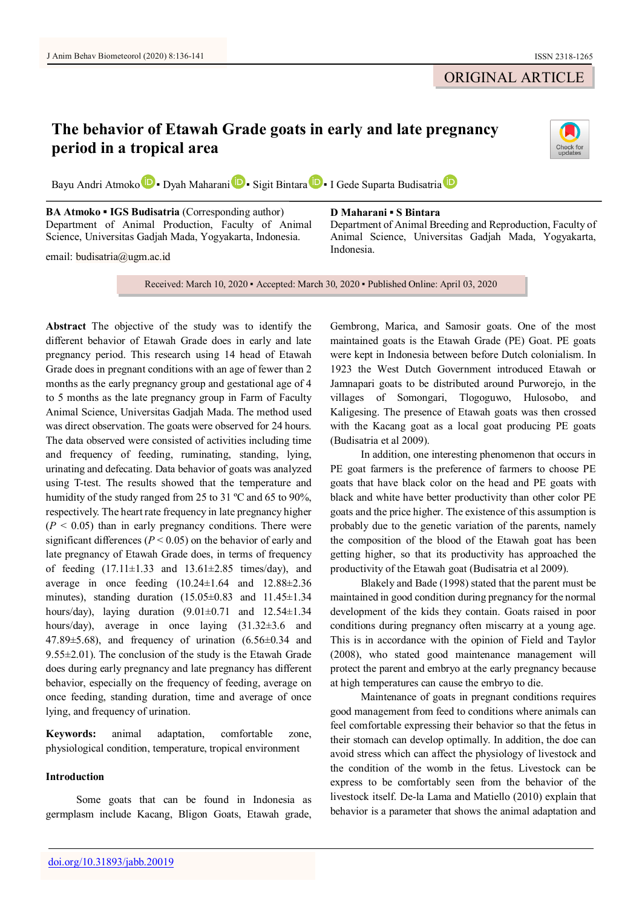ORIGINAL ARTICLE

# The behavior of Etawah Grade goats in early and late pregnancy period in a tropical area

Bayu Andri Atmoko ▪ Dyah Maharani ▪ Sigit Bintara ▪ I Gede Suparta Budisatria

**BA Atmoko ▪ IGS Budisatria** (Corresponding author)
Department of Animal Production, Faculty of Animal Science, Universitas Gadjah Mada, Yogyakarta, Indonesia.

email: budisatria@ugm.ac.id

**D Maharani ▪ S Bintara**
Department of Animal Breeding and Reproduction, Faculty of Animal Science, Universitas Gadjah Mada, Yogyakarta, Indonesia.

Received: March 10, 2020 ▪ Accepted: March 30, 2020 ▪ Published Online: April 03, 2020

**Abstract** The objective of the study was to identify the different behavior of Etawah Grade does in early and late pregnancy period. This research using 14 head of Etawah Grade does in pregnant conditions with an age of fewer than 2 months as the early pregnancy group and gestational age of 4 to 5 months as the late pregnancy group in Farm of Faculty Animal Science, Universitas Gadjah Mada. The method used was direct observation. The goats were observed for 24 hours. The data observed were consisted of activities including time and frequency of feeding, ruminating, standing, lying, urinating and defecating. Data behavior of goats was analyzed using T-test. The results showed that the temperature and humidity of the study ranged from 25 to 31 ºC and 65 to 90%, respectively. The heart rate frequency in late pregnancy higher ($P < 0.05$) than in early pregnancy conditions. There were significant differences ($P < 0.05$) on the behavior of early and late pregnancy of Etawah Grade does, in terms of frequency of feeding (17.11±1.33 and 13.61±2.85 times/day), and average in once feeding (10.24±1.64 and 12.88±2.36 minutes), standing duration (15.05±0.83 and 11.45±1.34 hours/day), laying duration (9.01±0.71 and 12.54±1.34 hours/day), average in once laying (31.32±3.6 and 47.89±5.68), and frequency of urination (6.56±0.34 and 9.55±2.01). The conclusion of the study is the Etawah Grade does during early pregnancy and late pregnancy has different behavior, especially on the frequency of feeding, average on once feeding, standing duration, time and average of once lying, and frequency of urination.

**Keywords:** animal adaptation, comfortable zone, physiological condition, temperature, tropical environment

## Introduction

Some goats that can be found in Indonesia as germplasm include Kacang, Bligon Goats, Etawah grade, Gembrong, Marica, and Samosir goats. One of the most maintained goats is the Etawah Grade (PE) Goat. PE goats were kept in Indonesia between before Dutch colonialism. In 1923 the West Dutch Government introduced Etawah or Jamnapari goats to be distributed around Purworejo, in the villages of Somongari, Tlogoguwo, Hulosobo, and Kaligesing. The presence of Etawah goats was then crossed with the Kacang goat as a local goat producing PE goats (Budisatria et al 2009).

In addition, one interesting phenomenon that occurs in PE goat farmers is the preference of farmers to choose PE goats that have black color on the head and PE goats with black and white have better productivity than other color PE goats and the price higher. The existence of this assumption is probably due to the genetic variation of the parents, namely the composition of the blood of the Etawah goat has been getting higher, so that its productivity has approached the productivity of the Etawah goat (Budisatria et al 2009).

Blakely and Bade (1998) stated that the parent must be maintained in good condition during pregnancy for the normal development of the kids they contain. Goats raised in poor conditions during pregnancy often miscarry at a young age. This is in accordance with the opinion of Field and Taylor (2008), who stated good maintenance management will protect the parent and embryo at the early pregnancy because at high temperatures can cause the embryo to die.

Maintenance of goats in pregnant conditions requires good management from feed to conditions where animals can feel comfortable expressing their behavior so that the fetus in their stomach can develop optimally. In addition, the doe can avoid stress which can affect the physiology of livestock and the condition of the womb in the fetus. Livestock can be express to be comfortably seen from the behavior of the livestock itself. De-la Lama and Matiello (2010) explain that behavior is a parameter that shows the animal adaptation and

doi.org/10.31893/jabb.20019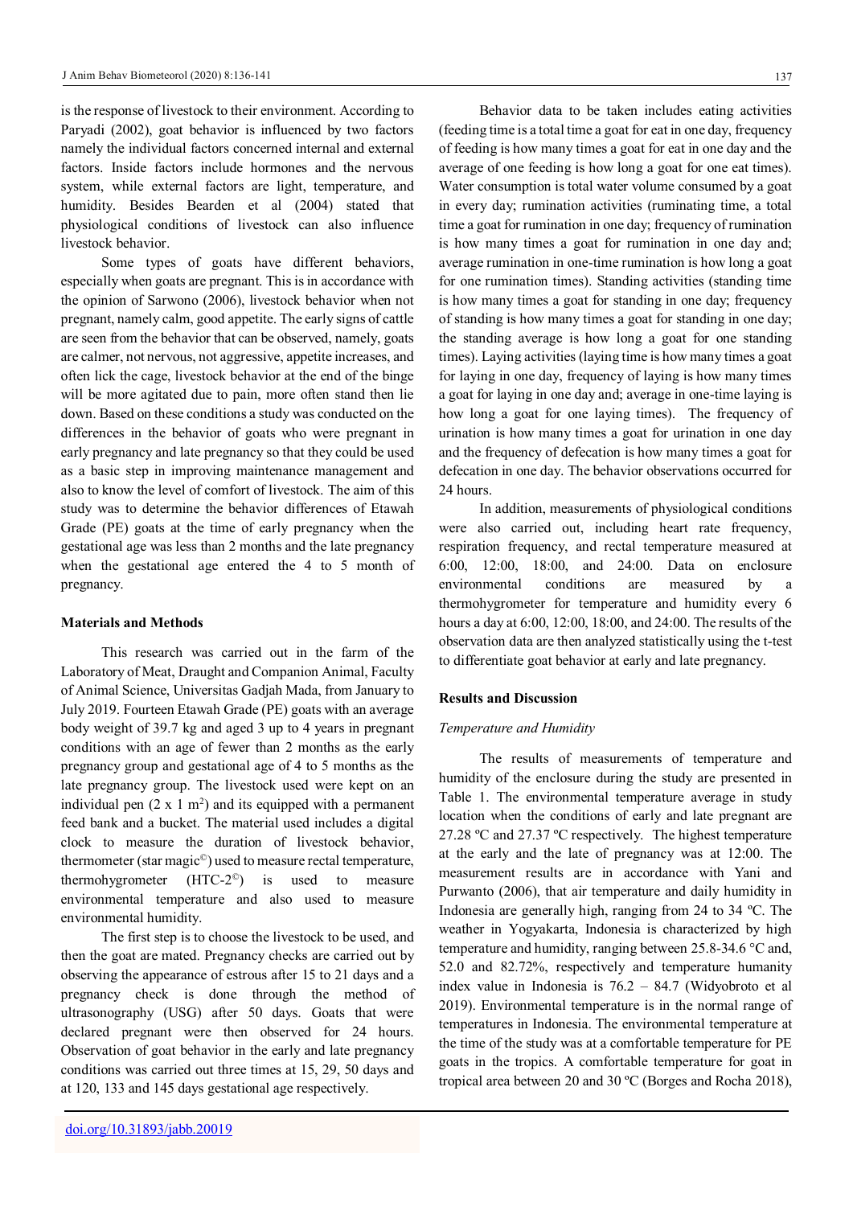is the response of livestock to their environment. According to Paryadi (2002), goat behavior is influenced by two factors namely the individual factors concerned internal and external factors. Inside factors include hormones and the nervous system, while external factors are light, temperature, and humidity. Besides Bearden et al (2004) stated that physiological conditions of livestock can also influence livestock behavior.

Some types of goats have different behaviors, especially when goats are pregnant. This is in accordance with the opinion of Sarwono (2006), livestock behavior when not pregnant, namely calm, good appetite. The early signs of cattle are seen from the behavior that can be observed, namely, goats are calmer, not nervous, not aggressive, appetite increases, and often lick the cage, livestock behavior at the end of the binge will be more agitated due to pain, more often stand then lie down. Based on these conditions a study was conducted on the differences in the behavior of goats who were pregnant in early pregnancy and late pregnancy so that they could be used as a basic step in improving maintenance management and also to know the level of comfort of livestock. The aim of this study was to determine the behavior differences of Etawah Grade (PE) goats at the time of early pregnancy when the gestational age was less than 2 months and the late pregnancy when the gestational age entered the 4 to 5 month of pregnancy.

## Materials and Methods

This research was carried out in the farm of the Laboratory of Meat, Draught and Companion Animal, Faculty of Animal Science, Universitas Gadjah Mada, from January to July 2019. Fourteen Etawah Grade (PE) goats with an average body weight of 39.7 kg and aged 3 up to 4 years in pregnant conditions with an age of fewer than 2 months as the early pregnancy group and gestational age of 4 to 5 months as the late pregnancy group. The livestock used were kept on an individual pen (2 x 1 m$^2$) and its equipped with a permanent feed bank and a bucket. The material used includes a digital clock to measure the duration of livestock behavior, thermometer (star magic©) used to measure rectal temperature, thermohygrometer (HTC-2©) is used to measure environmental temperature and also used to measure environmental humidity.

The first step is to choose the livestock to be used, and then the goat are mated. Pregnancy checks are carried out by observing the appearance of estrous after 15 to 21 days and a pregnancy check is done through the method of ultrasonography (USG) after 50 days. Goats that were declared pregnant were then observed for 24 hours. Observation of goat behavior in the early and late pregnancy conditions was carried out three times at 15, 29, 50 days and at 120, 133 and 145 days gestational age respectively.

Behavior data to be taken includes eating activities (feeding time is a total time a goat for eat in one day, frequency of feeding is how many times a goat for eat in one day and the average of one feeding is how long a goat for one eat times). Water consumption is total water volume consumed by a goat in every day; rumination activities (ruminating time, a total time a goat for rumination in one day; frequency of rumination is how many times a goat for rumination in one day and; average rumination in one-time rumination is how long a goat for one rumination times). Standing activities (standing time is how many times a goat for standing in one day; frequency of standing is how many times a goat for standing in one day; the standing average is how long a goat for one standing times). Laying activities (laying time is how many times a goat for laying in one day, frequency of laying is how many times a goat for laying in one day and; average in one-time laying is how long a goat for one laying times). The frequency of urination is how many times a goat for urination in one day and the frequency of defecation is how many times a goat for defecation in one day. The behavior observations occurred for 24 hours.

In addition, measurements of physiological conditions were also carried out, including heart rate frequency, respiration frequency, and rectal temperature measured at 6:00, 12:00, 18:00, and 24:00. Data on enclosure environmental conditions are measured by a thermohygrometer for temperature and humidity every 6 hours a day at 6:00, 12:00, 18:00, and 24:00. The results of the observation data are then analyzed statistically using the t-test to differentiate goat behavior at early and late pregnancy.

## Results and Discussion

### *Temperature and Humidity*

The results of measurements of temperature and humidity of the enclosure during the study are presented in Table 1. The environmental temperature average in study location when the conditions of early and late pregnant are 27.28 ºC and 27.37 ºC respectively. The highest temperature at the early and the late of pregnancy was at 12:00. The measurement results are in accordance with Yani and Purwanto (2006), that air temperature and daily humidity in Indonesia are generally high, ranging from 24 to 34 ºC. The weather in Yogyakarta, Indonesia is characterized by high temperature and humidity, ranging between 25.8-34.6 °C and, 52.0 and 82.72%, respectively and temperature humanity index value in Indonesia is 76.2 – 84.7 (Widyobroto et al 2019). Environmental temperature is in the normal range of temperatures in Indonesia. The environmental temperature at the time of the study was at a comfortable temperature for PE goats in the tropics. A comfortable temperature for goat in tropical area between 20 and 30 ºC (Borges and Rocha 2018),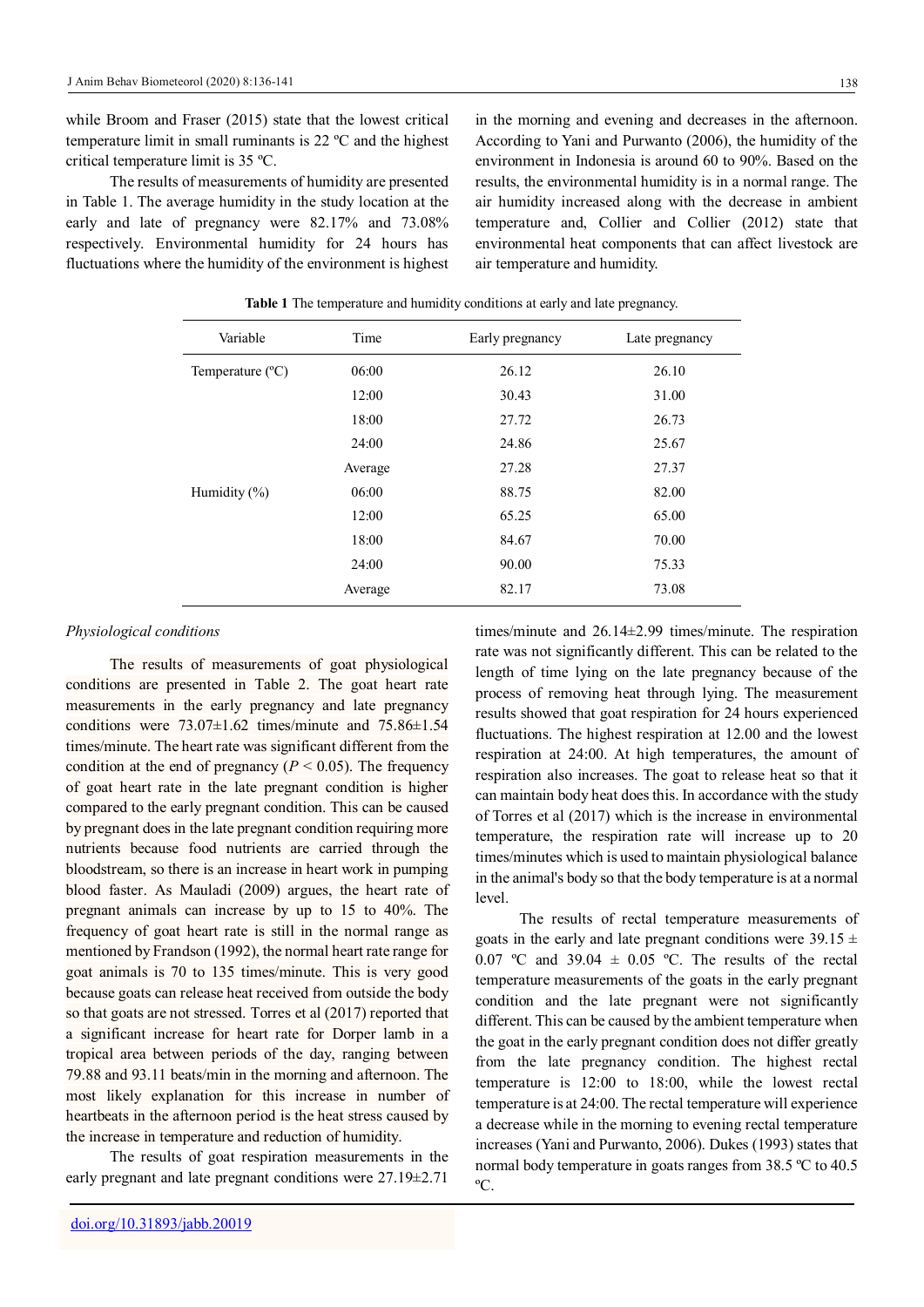while Broom and Fraser (2015) state that the lowest critical temperature limit in small ruminants is 22 ºC and the highest critical temperature limit is 35 ºC.

The results of measurements of humidity are presented in Table 1. The average humidity in the study location at the early and late of pregnancy were 82.17% and 73.08% respectively. Environmental humidity for 24 hours has fluctuations where the humidity of the environment is highest in the morning and evening and decreases in the afternoon. According to Yani and Purwanto (2006), the humidity of the environment in Indonesia is around 60 to 90%. Based on the results, the environmental humidity is in a normal range. The air humidity increased along with the decrease in ambient temperature and, Collier and Collier (2012) state that environmental heat components that can affect livestock are air temperature and humidity.

**Table 1** The temperature and humidity conditions at early and late pregnancy.

| Variable | Time | Early pregnancy | Late pregnancy |
|---|---|---|---|
| Temperature (ºC) | 06:00 | 26.12 | 26.10 |
| | 12:00 | 30.43 | 31.00 |
| | 18:00 | 27.72 | 26.73 |
| | 24:00 | 24.86 | 25.67 |
| | Average | 27.28 | 27.37 |
| Humidity (%) | 06:00 | 88.75 | 82.00 |
| | 12:00 | 65.25 | 65.00 |
| | 18:00 | 84.67 | 70.00 |
| | 24:00 | 90.00 | 75.33 |
| | Average | 82.17 | 73.08 |

*Physiological conditions*

The results of measurements of goat physiological conditions are presented in Table 2. The goat heart rate measurements in the early pregnancy and late pregnancy conditions were 73.07±1.62 times/minute and 75.86±1.54 times/minute. The heart rate was significant different from the condition at the end of pregnancy ($P < 0.05$). The frequency of goat heart rate in the late pregnant condition is higher compared to the early pregnant condition. This can be caused by pregnant does in the late pregnant condition requiring more nutrients because food nutrients are carried through the bloodstream, so there is an increase in heart work in pumping blood faster. As Mauladi (2009) argues, the heart rate of pregnant animals can increase by up to 15 to 40%. The frequency of goat heart rate is still in the normal range as mentioned by Frandson (1992), the normal heart rate range for goat animals is 70 to 135 times/minute. This is very good because goats can release heat received from outside the body so that goats are not stressed. Torres et al (2017) reported that a significant increase for heart rate for Dorper lamb in a tropical area between periods of the day, ranging between 79.88 and 93.11 beats/min in the morning and afternoon. The most likely explanation for this increase in number of heartbeats in the afternoon period is the heat stress caused by the increase in temperature and reduction of humidity.

The results of goat respiration measurements in the early pregnant and late pregnant conditions were 27.19±2.71 times/minute and 26.14±2.99 times/minute. The respiration rate was not significantly different. This can be related to the length of time lying on the late pregnancy because of the process of removing heat through lying. The measurement results showed that goat respiration for 24 hours experienced fluctuations. The highest respiration at 12.00 and the lowest respiration at 24:00. At high temperatures, the amount of respiration also increases. The goat to release heat so that it can maintain body heat does this. In accordance with the study of Torres et al (2017) which is the increase in environmental temperature, the respiration rate will increase up to 20 times/minutes which is used to maintain physiological balance in the animal's body so that the body temperature is at a normal level.

The results of rectal temperature measurements of goats in the early and late pregnant conditions were 39.15 ± 0.07 ºC and 39.04 ± 0.05 ºC. The results of the rectal temperature measurements of the goats in the early pregnant condition and the late pregnant were not significantly different. This can be caused by the ambient temperature when the goat in the early pregnant condition does not differ greatly from the late pregnancy condition. The highest rectal temperature is 12:00 to 18:00, while the lowest rectal temperature is at 24:00. The rectal temperature will experience a decrease while in the morning to evening rectal temperature increases (Yani and Purwanto, 2006). Dukes (1993) states that normal body temperature in goats ranges from 38.5 ºC to 40.5 ºC.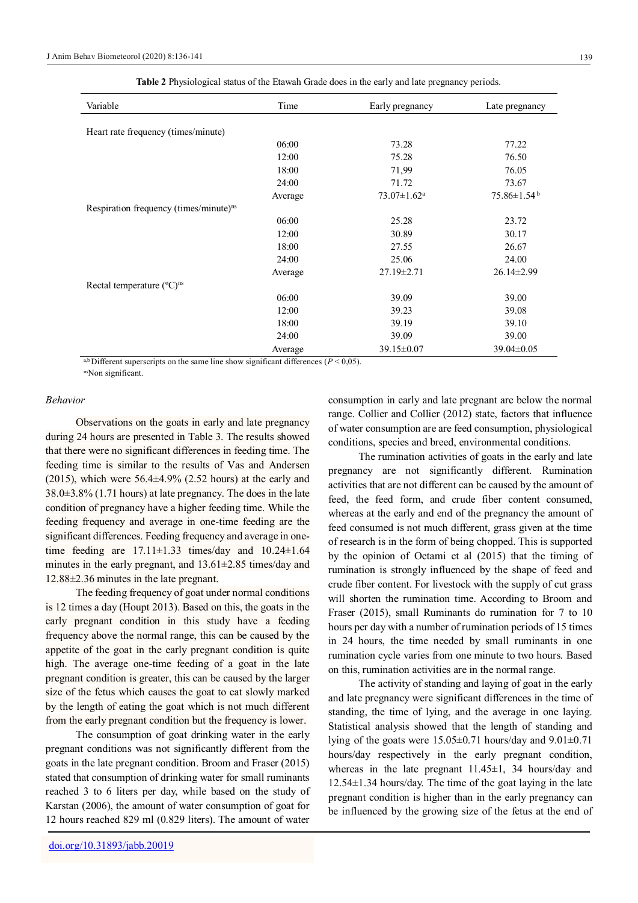**Table 2** Physiological status of the Etawah Grade does in the early and late pregnancy periods.

| Variable | Time | Early pregnancy | Late pregnancy |
|---|---|---|---|
| Heart rate frequency (times/minute) | | | |
| | 06:00 | 73.28 | 77.22 |
| | 12:00 | 75.28 | 76.50 |
| | 18:00 | 71,99 | 76.05 |
| | 24:00 | 71.72 | 73.67 |
| | Average | 73.07±1.62[a] | 75.86±1.54[b] |
| Respiration frequency (times/minute)[ns] | | | |
| | 06:00 | 25.28 | 23.72 |
| | 12:00 | 30.89 | 30.17 |
| | 18:00 | 27.55 | 26.67 |
| | 24:00 | 25.06 | 24.00 |
| | Average | 27.19±2.71 | 26.14±2.99 |
| Rectal temperature (ºC)[ns] | | | |
| | 06:00 | 39.09 | 39.00 |
| | 12:00 | 39.23 | 39.08 |
| | 18:00 | 39.19 | 39.10 |
| | 24:00 | 39.09 | 39.00 |
| | Average | 39.15±0.07 | 39.04±0.05 |

[a,b] Different superscripts on the same line show significant differences ($P < 0{,}05$).
[ns] Non significant.

### *Behavior*

Observations on the goats in early and late pregnancy during 24 hours are presented in Table 3. The results showed that there were no significant differences in feeding time. The feeding time is similar to the results of Vas and Andersen (2015), which were 56.4±4.9% (2.52 hours) at the early and 38.0±3.8% (1.71 hours) at late pregnancy. The does in the late condition of pregnancy have a higher feeding time. While the feeding frequency and average in one-time feeding are the significant differences. Feeding frequency and average in one-time feeding are 17.11±1.33 times/day and 10.24±1.64 minutes in the early pregnant, and 13.61±2.85 times/day and 12.88±2.36 minutes in the late pregnant.

The feeding frequency of goat under normal conditions is 12 times a day (Houpt 2013). Based on this, the goats in the early pregnant condition in this study have a feeding frequency above the normal range, this can be caused by the appetite of the goat in the early pregnant condition is quite high. The average one-time feeding of a goat in the late pregnant condition is greater, this can be caused by the larger size of the fetus which causes the goat to eat slowly marked by the length of eating the goat which is not much different from the early pregnant condition but the frequency is lower.

The consumption of goat drinking water in the early pregnant conditions was not significantly different from the goats in the late pregnant condition. Broom and Fraser (2015) stated that consumption of drinking water for small ruminants reached 3 to 6 liters per day, while based on the study of Karstan (2006), the amount of water consumption of goat for 12 hours reached 829 ml (0.829 liters). The amount of water consumption in early and late pregnant are below the normal range. Collier and Collier (2012) state, factors that influence of water consumption are are feed consumption, physiological conditions, species and breed, environmental conditions.

The rumination activities of goats in the early and late pregnancy are not significantly different. Rumination activities that are not different can be caused by the amount of feed, the feed form, and crude fiber content consumed, whereas at the early and end of the pregnancy the amount of feed consumed is not much different, grass given at the time of research is in the form of being chopped. This is supported by the opinion of Oetami et al (2015) that the timing of rumination is strongly influenced by the shape of feed and crude fiber content. For livestock with the supply of cut grass will shorten the rumination time. According to Broom and Fraser (2015), small Ruminants do rumination for 7 to 10 hours per day with a number of rumination periods of 15 times in 24 hours, the time needed by small ruminants in one rumination cycle varies from one minute to two hours. Based on this, rumination activities are in the normal range.

The activity of standing and laying of goat in the early and late pregnancy were significant differences in the time of standing, the time of lying, and the average in one laying. Statistical analysis showed that the length of standing and lying of the goats were 15.05±0.71 hours/day and 9.01±0.71 hours/day respectively in the early pregnant condition, whereas in the late pregnant 11.45±1, 34 hours/day and 12.54±1.34 hours/day. The time of the goat laying in the late pregnant condition is higher than in the early pregnancy can be influenced by the growing size of the fetus at the end of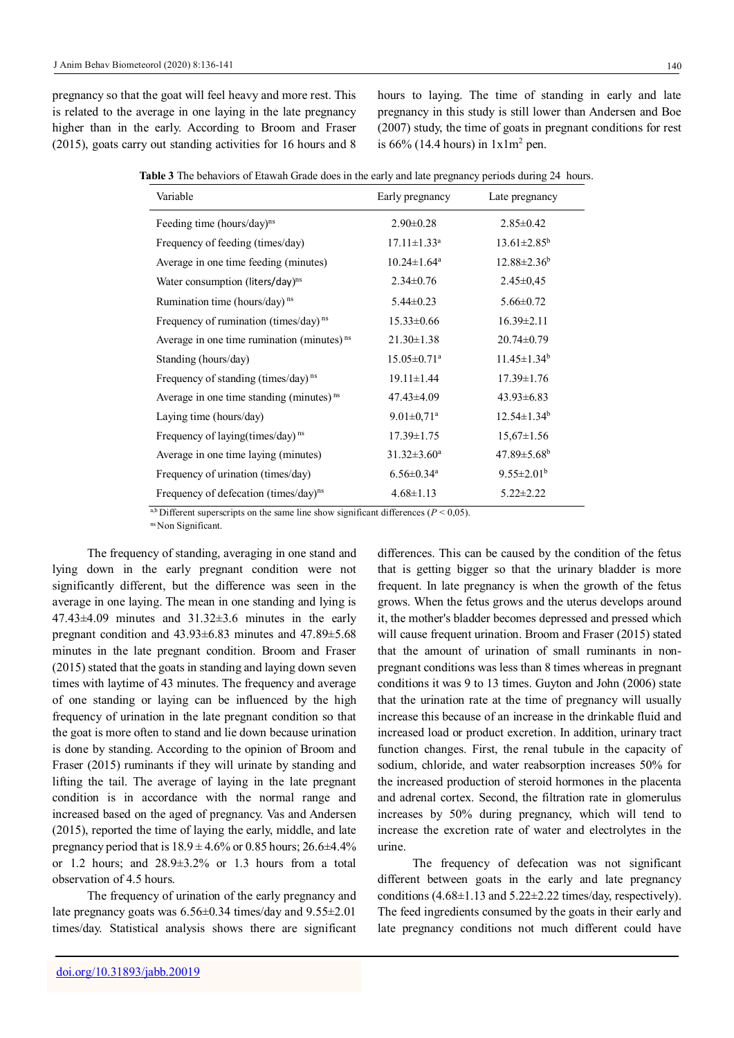pregnancy so that the goat will feel heavy and more rest. This is related to the average in one laying in the late pregnancy higher than in the early. According to Broom and Fraser (2015), goats carry out standing activities for 16 hours and 8 hours to laying. The time of standing in early and late pregnancy in this study is still lower than Andersen and Boe (2007) study, the time of goats in pregnant conditions for rest is 66% (14.4 hours) in 1x1m$^2$ pen.

**Table 3** The behaviors of Etawah Grade does in the early and late pregnancy periods during 24 hours.

| Variable | Early pregnancy | Late pregnancy |
|---|---|---|
| Feeding time (hours/day)[ns] | 2.90±0.28 | 2.85±0.42 |
| Frequency of feeding (times/day) | 17.11±1.33[a] | 13.61±2.85[b] |
| Average in one time feeding (minutes) | 10.24±1.64[a] | 12.88±2.36[b] |
| Water consumption (liters/day)[ns] | 2.34±0.76 | 2.45±0,45 |
| Rumination time (hours/day) [ns] | 5.44±0.23 | 5.66±0.72 |
| Frequency of rumination (times/day) [ns] | 15.33±0.66 | 16.39±2.11 |
| Average in one time rumination (minutes) [ns] | 21.30±1.38 | 20.74±0.79 |
| Standing (hours/day) | 15.05±0.71[a] | 11.45±1.34[b] |
| Frequency of standing (times/day) [ns] | 19.11±1.44 | 17.39±1.76 |
| Average in one time standing (minutes) [ns] | 47.43±4.09 | 43.93±6.83 |
| Laying time (hours/day) | 9.01±0,71[a] | 12.54±1.34[b] |
| Frequency of laying(times/day) [ns] | 17.39±1.75 | 15,67±1.56 |
| Average in one time laying (minutes) | 31.32±3.60[a] | 47.89±5.68[b] |
| Frequency of urination (times/day) | 6.56±0.34[a] | 9.55±2.01[b] |
| Frequency of defecation (times/day)[ns] | 4.68±1.13 | 5.22±2.22 |

[a,b] Different superscripts on the same line show significant differences ($P < 0,05$).
[ns] Non Significant.

The frequency of standing, averaging in one stand and lying down in the early pregnant condition were not significantly different, but the difference was seen in the average in one laying. The mean in one standing and lying is 47.43±4.09 minutes and 31.32±3.6 minutes in the early pregnant condition and 43.93±6.83 minutes and 47.89±5.68 minutes in the late pregnant condition. Broom and Fraser (2015) stated that the goats in standing and laying down seven times with laytime of 43 minutes. The frequency and average of one standing or laying can be influenced by the high frequency of urination in the late pregnant condition so that the goat is more often to stand and lie down because urination is done by standing. According to the opinion of Broom and Fraser (2015) ruminants if they will urinate by standing and lifting the tail. The average of laying in the late pregnant condition is in accordance with the normal range and increased based on the aged of pregnancy. Vas and Andersen (2015), reported the time of laying the early, middle, and late pregnancy period that is 18.9 ± 4.6% or 0.85 hours; 26.6±4.4% or 1.2 hours; and 28.9±3.2% or 1.3 hours from a total observation of 4.5 hours.

The frequency of urination of the early pregnancy and late pregnancy goats was 6.56±0.34 times/day and 9.55±2.01 times/day. Statistical analysis shows there are significant differences. This can be caused by the condition of the fetus that is getting bigger so that the urinary bladder is more frequent. In late pregnancy is when the growth of the fetus grows. When the fetus grows and the uterus develops around it, the mother's bladder becomes depressed and pressed which will cause frequent urination. Broom and Fraser (2015) stated that the amount of urination of small ruminants in non-pregnant conditions was less than 8 times whereas in pregnant conditions it was 9 to 13 times. Guyton and John (2006) state that the urination rate at the time of pregnancy will usually increase this because of an increase in the drinkable fluid and increased load or product excretion. In addition, urinary tract function changes. First, the renal tubule in the capacity of sodium, chloride, and water reabsorption increases 50% for the increased production of steroid hormones in the placenta and adrenal cortex. Second, the filtration rate in glomerulus increases by 50% during pregnancy, which will tend to increase the excretion rate of water and electrolytes in the urine.

The frequency of defecation was not significant different between goats in the early and late pregnancy conditions (4.68±1.13 and 5.22±2.22 times/day, respectively). The feed ingredients consumed by the goats in their early and late pregnancy conditions not much different could have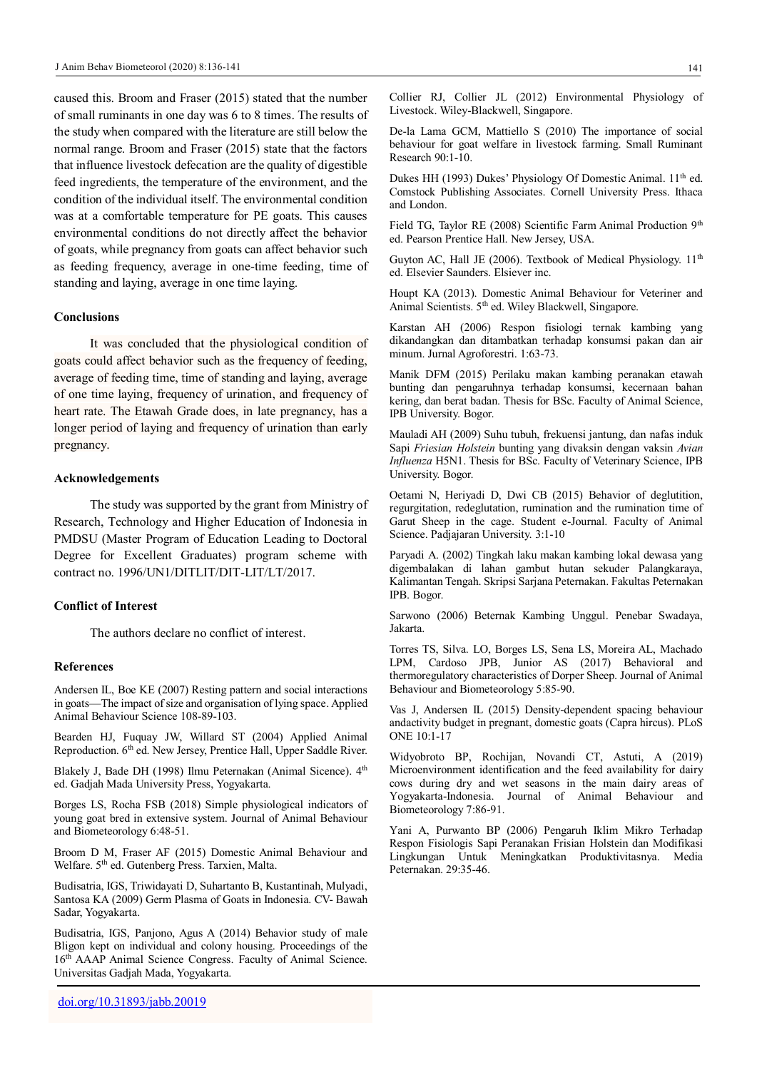caused this. Broom and Fraser (2015) stated that the number of small ruminants in one day was 6 to 8 times. The results of the study when compared with the literature are still below the normal range. Broom and Fraser (2015) state that the factors that influence livestock defecation are the quality of digestible feed ingredients, the temperature of the environment, and the condition of the individual itself. The environmental condition was at a comfortable temperature for PE goats. This causes environmental conditions do not directly affect the behavior of goats, while pregnancy from goats can affect behavior such as feeding frequency, average in one-time feeding, time of standing and laying, average in one time laying.

## Conclusions

It was concluded that the physiological condition of goats could affect behavior such as the frequency of feeding, average of feeding time, time of standing and laying, average of one time laying, frequency of urination, and frequency of heart rate. The Etawah Grade does, in late pregnancy, has a longer period of laying and frequency of urination than early pregnancy.

## Acknowledgements

The study was supported by the grant from Ministry of Research, Technology and Higher Education of Indonesia in PMDSU (Master Program of Education Leading to Doctoral Degree for Excellent Graduates) program scheme with contract no. 1996/UN1/DITLIT/DIT-LIT/LT/2017.

## Conflict of Interest

The authors declare no conflict of interest.

## References

Andersen IL, Boe KE (2007) Resting pattern and social interactions in goats—The impact of size and organisation of lying space. Applied Animal Behaviour Science 108-89-103.

Bearden HJ, Fuquay JW, Willard ST (2004) Applied Animal Reproduction. 6th ed. New Jersey, Prentice Hall, Upper Saddle River.

Blakely J, Bade DH (1998) Ilmu Peternakan (Animal Sicence). 4th ed. Gadjah Mada University Press, Yogyakarta.

Borges LS, Rocha FSB (2018) Simple physiological indicators of young goat bred in extensive system. Journal of Animal Behaviour and Biometeorology 6:48-51.

Broom D M, Fraser AF (2015) Domestic Animal Behaviour and Welfare. 5th ed. Gutenberg Press. Tarxien, Malta.

Budisatria, IGS, Triwidayati D, Suhartanto B, Kustantinah, Mulyadi, Santosa KA (2009) Germ Plasma of Goats in Indonesia. CV- Bawah Sadar, Yogyakarta.

Budisatria, IGS, Panjono, Agus A (2014) Behavior study of male Bligon kept on individual and colony housing. Proceedings of the 16th AAAP Animal Science Congress. Faculty of Animal Science. Universitas Gadjah Mada, Yogyakarta.

Collier RJ, Collier JL (2012) Environmental Physiology of Livestock. Wiley-Blackwell, Singapore.

De-la Lama GCM, Mattiello S (2010) The importance of social behaviour for goat welfare in livestock farming. Small Ruminant Research 90:1-10.

Dukes HH (1993) Dukes' Physiology Of Domestic Animal. 11th ed. Comstock Publishing Associates. Cornell University Press. Ithaca and London.

Field TG, Taylor RE (2008) Scientific Farm Animal Production 9th ed. Pearson Prentice Hall. New Jersey, USA.

Guyton AC, Hall JE (2006). Textbook of Medical Physiology. 11th ed. Elsevier Saunders. Elsiever inc.

Houpt KA (2013). Domestic Animal Behaviour for Veteriner and Animal Scientists. 5th ed. Wiley Blackwell, Singapore.

Karstan AH (2006) Respon fisiologi ternak kambing yang dikandangkan dan ditambatkan terhadap konsumsi pakan dan air minum. Jurnal Agroforestri. 1:63-73.

Manik DFM (2015) Perilaku makan kambing peranakan etawah bunting dan pengaruhnya terhadap konsumsi, kecernaan bahan kering, dan berat badan. Thesis for BSc. Faculty of Animal Science, IPB University. Bogor.

Mauladi AH (2009) Suhu tubuh, frekuensi jantung, dan nafas induk Sapi *Friesian Holstein* bunting yang divaksin dengan vaksin *Avian Influenza* H5N1. Thesis for BSc. Faculty of Veterinary Science, IPB University. Bogor.

Oetami N, Heriyadi D, Dwi CB (2015) Behavior of deglutition, regurgitation, redeglutation, rumination and the rumination time of Garut Sheep in the cage. Student e-Journal. Faculty of Animal Science. Padjajaran University. 3:1-10

Paryadi A. (2002) Tingkah laku makan kambing lokal dewasa yang digembalakan di lahan gambut hutan sekuder Palangkaraya, Kalimantan Tengah. Skripsi Sarjana Peternakan. Fakultas Peternakan IPB. Bogor.

Sarwono (2006) Beternak Kambing Unggul. Penebar Swadaya, Jakarta.

Torres TS, Silva. LO, Borges LS, Sena LS, Moreira AL, Machado LPM, Cardoso JPB, Junior AS (2017) Behavioral and thermoregulatory characteristics of Dorper Sheep. Journal of Animal Behaviour and Biometeorology 5:85-90.

Vas J, Andersen IL (2015) Density-dependent spacing behaviour andactivity budget in pregnant, domestic goats (Capra hircus). PLoS ONE 10:1-17

Widyobroto BP, Rochijan, Novandi CT, Astuti, A (2019) Microenvironment identification and the feed availability for dairy cows during dry and wet seasons in the main dairy areas of Yogyakarta-Indonesia. Journal of Animal Behaviour and Biometeorology 7:86-91.

Yani A, Purwanto BP (2006) Pengaruh Iklim Mikro Terhadap Respon Fisiologis Sapi Peranakan Frisian Holstein dan Modifikasi Lingkungan Untuk Meningkatkan Produktivitasnya. Media Peternakan. 29:35-46.